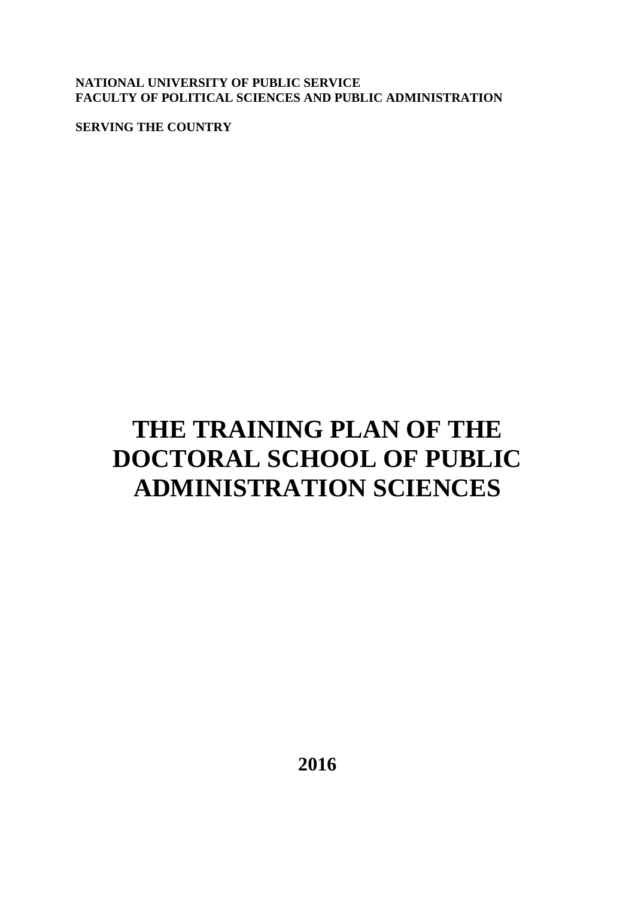**NATIONAL UNIVERSITY OF PUBLIC SERVICE**
**FACULTY OF POLITICAL SCIENCES AND PUBLIC ADMINISTRATION**

**SERVING THE COUNTRY**

# THE TRAINING PLAN OF THE DOCTORAL SCHOOL OF PUBLIC ADMINISTRATION SCIENCES

**2016**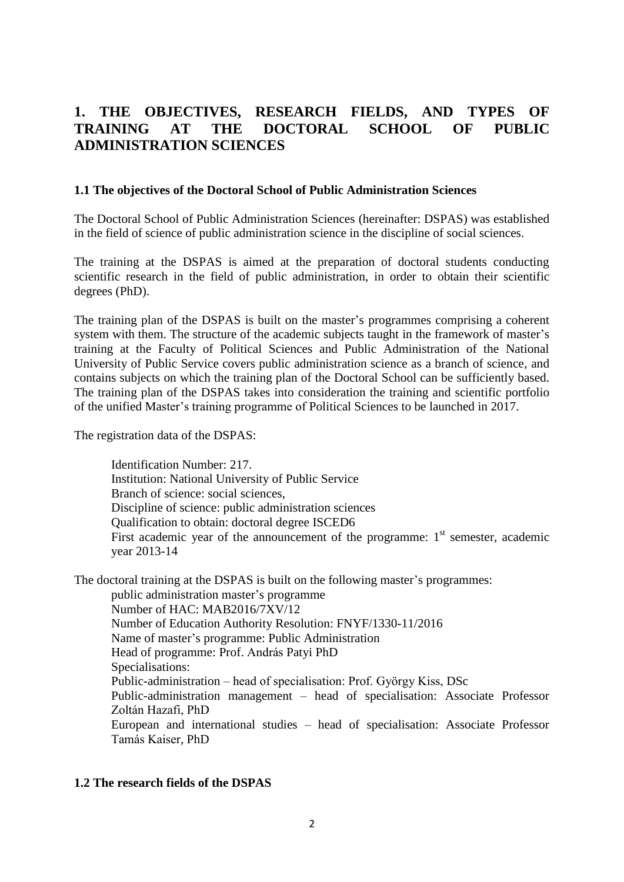# 1. THE OBJECTIVES, RESEARCH FIELDS, AND TYPES OF TRAINING AT THE DOCTORAL SCHOOL OF PUBLIC ADMINISTRATION SCIENCES

## 1.1 The objectives of the Doctoral School of Public Administration Sciences

The Doctoral School of Public Administration Sciences (hereinafter: DSPAS) was established in the field of science of public administration science in the discipline of social sciences.

The training at the DSPAS is aimed at the preparation of doctoral students conducting scientific research in the field of public administration, in order to obtain their scientific degrees (PhD).

The training plan of the DSPAS is built on the master's programmes comprising a coherent system with them. The structure of the academic subjects taught in the framework of master's training at the Faculty of Political Sciences and Public Administration of the National University of Public Service covers public administration science as a branch of science, and contains subjects on which the training plan of the Doctoral School can be sufficiently based. The training plan of the DSPAS takes into consideration the training and scientific portfolio of the unified Master's training programme of Political Sciences to be launched in 2017.

The registration data of the DSPAS:

> Identification Number: 217.
> Institution: National University of Public Service
> Branch of science: social sciences,
> Discipline of science: public administration sciences
> Qualification to obtain: doctoral degree ISCED6
> First academic year of the announcement of the programme: 1st semester, academic year 2013-14

The doctoral training at the DSPAS is built on the following master's programmes:

> public administration master's programme
> Number of HAC: MAB2016/7XV/12
> Number of Education Authority Resolution: FNYF/1330-11/2016
> Name of master's programme: Public Administration
> Head of programme: Prof. András Patyi PhD
> Specialisations:
> Public-administration – head of specialisation: Prof. György Kiss, DSc
> Public-administration management – head of specialisation: Associate Professor Zoltán Hazafi, PhD
> European and international studies – head of specialisation: Associate Professor Tamás Kaiser, PhD

## 1.2 The research fields of the DSPAS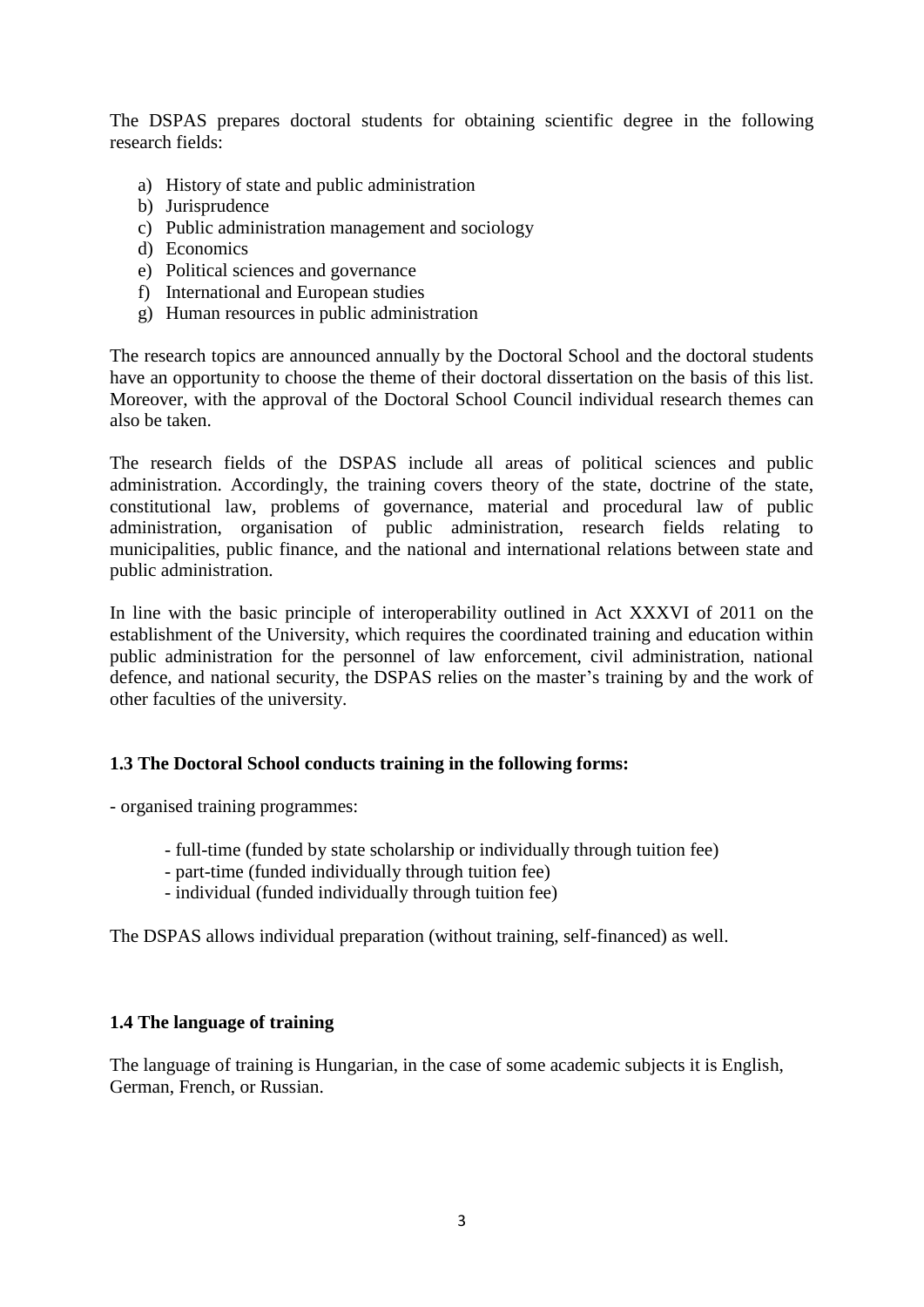The DSPAS prepares doctoral students for obtaining scientific degree in the following research fields:

a) History of state and public administration
b) Jurisprudence
c) Public administration management and sociology
d) Economics
e) Political sciences and governance
f) International and European studies
g) Human resources in public administration

The research topics are announced annually by the Doctoral School and the doctoral students have an opportunity to choose the theme of their doctoral dissertation on the basis of this list. Moreover, with the approval of the Doctoral School Council individual research themes can also be taken.

The research fields of the DSPAS include all areas of political sciences and public administration. Accordingly, the training covers theory of the state, doctrine of the state, constitutional law, problems of governance, material and procedural law of public administration, organisation of public administration, research fields relating to municipalities, public finance, and the national and international relations between state and public administration.

In line with the basic principle of interoperability outlined in Act XXXVI of 2011 on the establishment of the University, which requires the coordinated training and education within public administration for the personnel of law enforcement, civil administration, national defence, and national security, the DSPAS relies on the master's training by and the work of other faculties of the university.

### 1.3 The Doctoral School conducts training in the following forms:

- organised training programmes:
  - full-time (funded by state scholarship or individually through tuition fee)
  - part-time (funded individually through tuition fee)
  - individual (funded individually through tuition fee)

The DSPAS allows individual preparation (without training, self-financed) as well.

### 1.4 The language of training

The language of training is Hungarian, in the case of some academic subjects it is English, German, French, or Russian.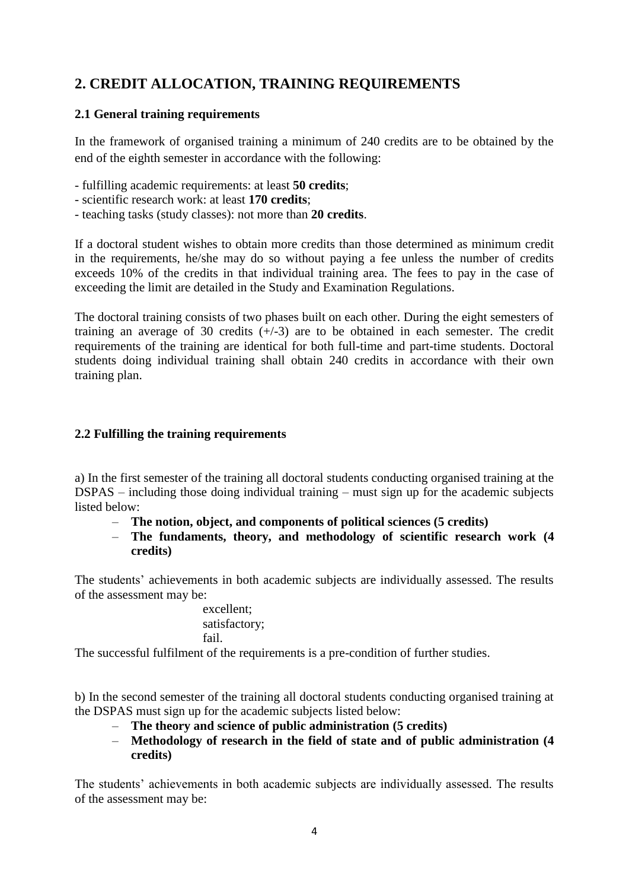## 2. CREDIT ALLOCATION, TRAINING REQUIREMENTS

### 2.1 General training requirements

In the framework of organised training a minimum of 240 credits are to be obtained by the end of the eighth semester in accordance with the following:

- fulfilling academic requirements: at least **50 credits**;
- scientific research work: at least **170 credits**;
- teaching tasks (study classes): not more than **20 credits**.

If a doctoral student wishes to obtain more credits than those determined as minimum credit in the requirements, he/she may do so without paying a fee unless the number of credits exceeds 10% of the credits in that individual training area. The fees to pay in the case of exceeding the limit are detailed in the Study and Examination Regulations.

The doctoral training consists of two phases built on each other. During the eight semesters of training an average of 30 credits (+/-3) are to be obtained in each semester. The credit requirements of the training are identical for both full-time and part-time students. Doctoral students doing individual training shall obtain 240 credits in accordance with their own training plan.

### 2.2 Fulfilling the training requirements

a) In the first semester of the training all doctoral students conducting organised training at the DSPAS – including those doing individual training – must sign up for the academic subjects listed below:

- **The notion, object, and components of political sciences (5 credits)**
- **The fundaments, theory, and methodology of scientific research work (4 credits)**

The students' achievements in both academic subjects are individually assessed. The results of the assessment may be:

excellent;
satisfactory;
fail.

The successful fulfilment of the requirements is a pre-condition of further studies.

b) In the second semester of the training all doctoral students conducting organised training at the DSPAS must sign up for the academic subjects listed below:

- **The theory and science of public administration (5 credits)**
- **Methodology of research in the field of state and of public administration (4 credits)**

The students' achievements in both academic subjects are individually assessed. The results of the assessment may be: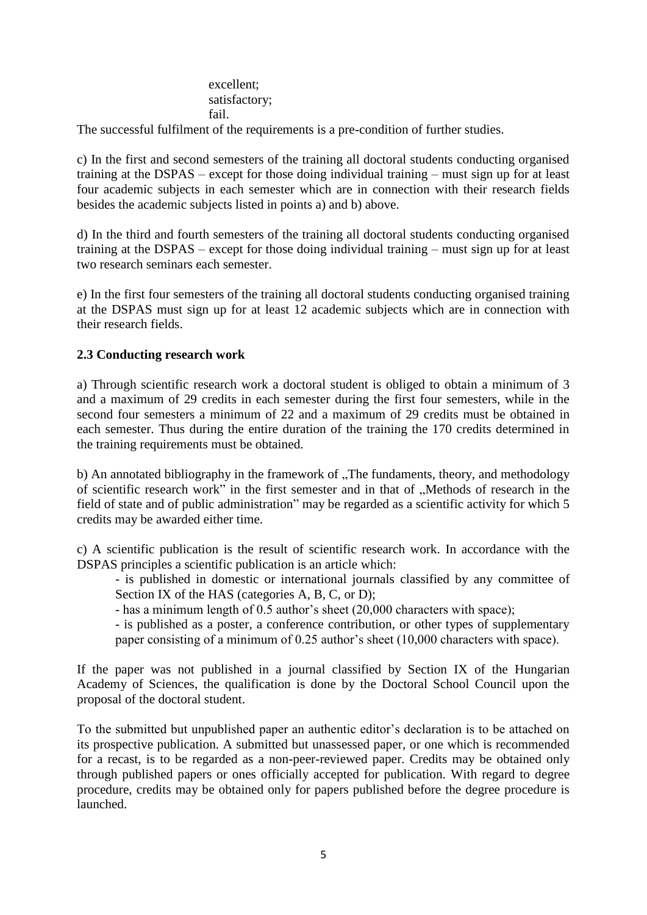excellent;
satisfactory;
fail.

The successful fulfilment of the requirements is a pre-condition of further studies.

c) In the first and second semesters of the training all doctoral students conducting organised training at the DSPAS – except for those doing individual training – must sign up for at least four academic subjects in each semester which are in connection with their research fields besides the academic subjects listed in points a) and b) above.

d) In the third and fourth semesters of the training all doctoral students conducting organised training at the DSPAS – except for those doing individual training – must sign up for at least two research seminars each semester.

e) In the first four semesters of the training all doctoral students conducting organised training at the DSPAS must sign up for at least 12 academic subjects which are in connection with their research fields.

### 2.3 Conducting research work

a) Through scientific research work a doctoral student is obliged to obtain a minimum of 3 and a maximum of 29 credits in each semester during the first four semesters, while in the second four semesters a minimum of 22 and a maximum of 29 credits must be obtained in each semester. Thus during the entire duration of the training the 170 credits determined in the training requirements must be obtained.

b) An annotated bibliography in the framework of „The fundaments, theory, and methodology of scientific research work" in the first semester and in that of „Methods of research in the field of state and of public administration" may be regarded as a scientific activity for which 5 credits may be awarded either time.

c) A scientific publication is the result of scientific research work. In accordance with the DSPAS principles a scientific publication is an article which:

- is published in domestic or international journals classified by any committee of Section IX of the HAS (categories A, B, C, or D);
- has a minimum length of 0.5 author's sheet (20,000 characters with space);
- is published as a poster, a conference contribution, or other types of supplementary paper consisting of a minimum of 0.25 author's sheet (10,000 characters with space).

If the paper was not published in a journal classified by Section IX of the Hungarian Academy of Sciences, the qualification is done by the Doctoral School Council upon the proposal of the doctoral student.

To the submitted but unpublished paper an authentic editor's declaration is to be attached on its prospective publication. A submitted but unassessed paper, or one which is recommended for a recast, is to be regarded as a non-peer-reviewed paper. Credits may be obtained only through published papers or ones officially accepted for publication. With regard to degree procedure, credits may be obtained only for papers published before the degree procedure is launched.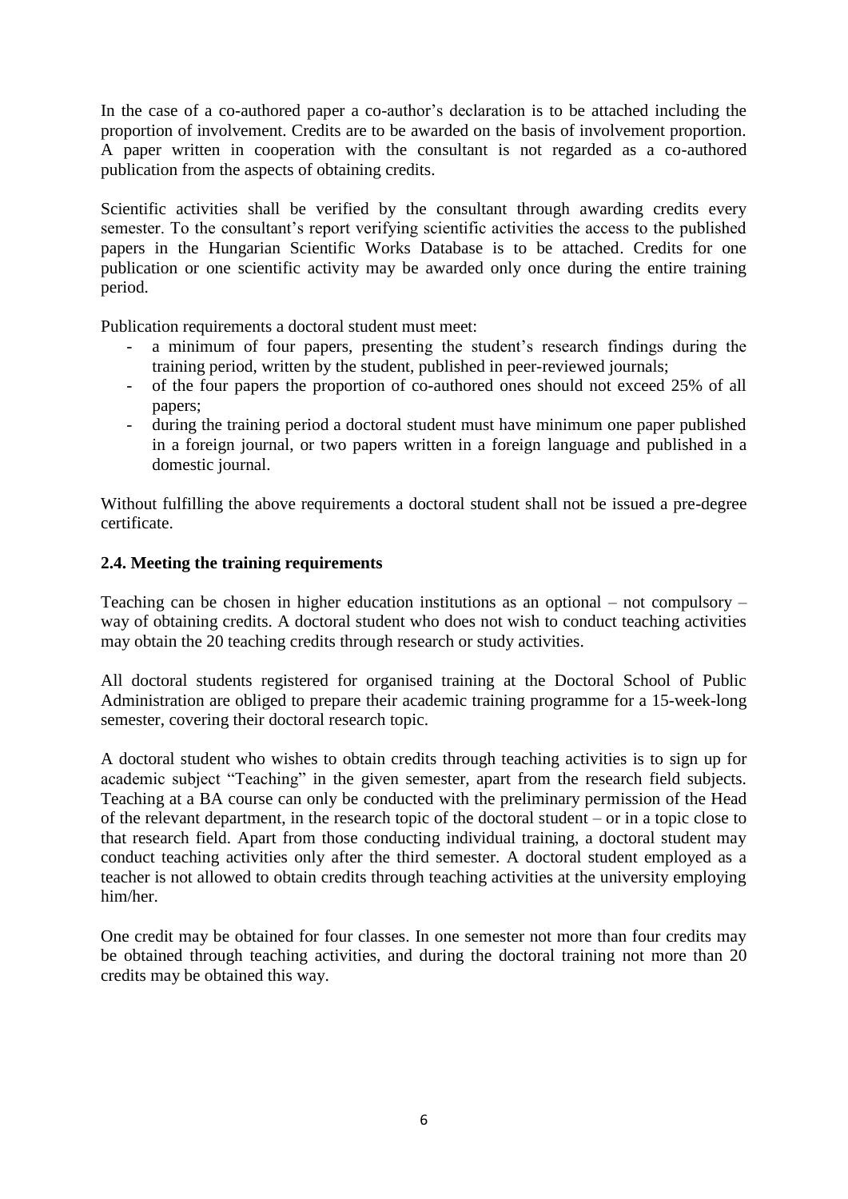In the case of a co-authored paper a co-author's declaration is to be attached including the proportion of involvement. Credits are to be awarded on the basis of involvement proportion. A paper written in cooperation with the consultant is not regarded as a co-authored publication from the aspects of obtaining credits.

Scientific activities shall be verified by the consultant through awarding credits every semester. To the consultant's report verifying scientific activities the access to the published papers in the Hungarian Scientific Works Database is to be attached. Credits for one publication or one scientific activity may be awarded only once during the entire training period.

Publication requirements a doctoral student must meet:

- a minimum of four papers, presenting the student's research findings during the training period, written by the student, published in peer-reviewed journals;
- of the four papers the proportion of co-authored ones should not exceed 25% of all papers;
- during the training period a doctoral student must have minimum one paper published in a foreign journal, or two papers written in a foreign language and published in a domestic journal.

Without fulfilling the above requirements a doctoral student shall not be issued a pre-degree certificate.

### 2.4. Meeting the training requirements

Teaching can be chosen in higher education institutions as an optional – not compulsory – way of obtaining credits. A doctoral student who does not wish to conduct teaching activities may obtain the 20 teaching credits through research or study activities.

All doctoral students registered for organised training at the Doctoral School of Public Administration are obliged to prepare their academic training programme for a 15-week-long semester, covering their doctoral research topic.

A doctoral student who wishes to obtain credits through teaching activities is to sign up for academic subject "Teaching" in the given semester, apart from the research field subjects. Teaching at a BA course can only be conducted with the preliminary permission of the Head of the relevant department, in the research topic of the doctoral student – or in a topic close to that research field. Apart from those conducting individual training, a doctoral student may conduct teaching activities only after the third semester. A doctoral student employed as a teacher is not allowed to obtain credits through teaching activities at the university employing him/her.

One credit may be obtained for four classes. In one semester not more than four credits may be obtained through teaching activities, and during the doctoral training not more than 20 credits may be obtained this way.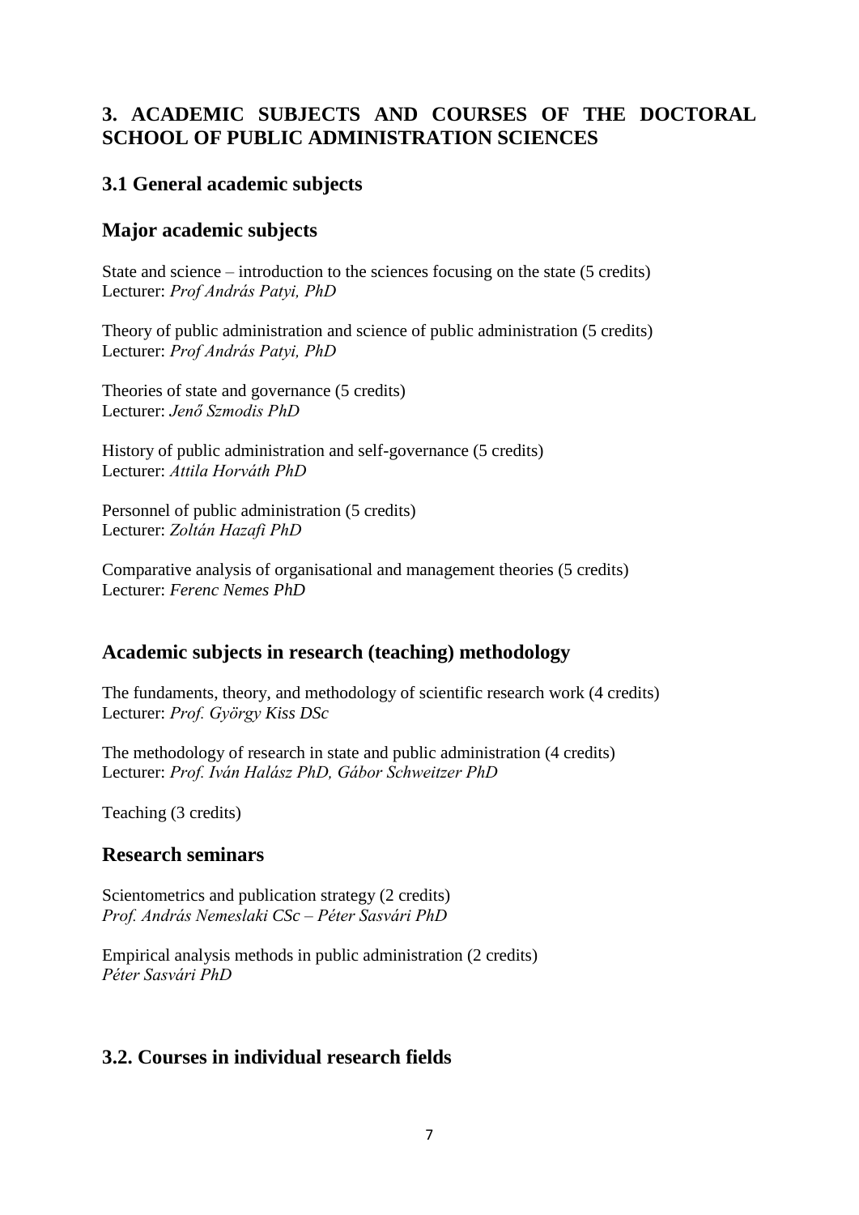## 3. ACADEMIC SUBJECTS AND COURSES OF THE DOCTORAL SCHOOL OF PUBLIC ADMINISTRATION SCIENCES

### 3.1 General academic subjects

### Major academic subjects

State and science – introduction to the sciences focusing on the state (5 credits)
Lecturer: *Prof András Patyi, PhD*

Theory of public administration and science of public administration (5 credits)
Lecturer: *Prof András Patyi, PhD*

Theories of state and governance (5 credits)
Lecturer: *Jenő Szmodis PhD*

History of public administration and self-governance (5 credits)
Lecturer: *Attila Horváth PhD*

Personnel of public administration (5 credits)
Lecturer: *Zoltán Hazafi PhD*

Comparative analysis of organisational and management theories (5 credits)
Lecturer: *Ferenc Nemes PhD*

### Academic subjects in research (teaching) methodology

The fundaments, theory, and methodology of scientific research work (4 credits)
Lecturer: *Prof. György Kiss DSc*

The methodology of research in state and public administration (4 credits)
Lecturer: *Prof. Iván Halász PhD, Gábor Schweitzer PhD*

Teaching (3 credits)

### Research seminars

Scientometrics and publication strategy (2 credits)
*Prof. András Nemeslaki CSc – Péter Sasvári PhD*

Empirical analysis methods in public administration (2 credits)
*Péter Sasvári PhD*

### 3.2. Courses in individual research fields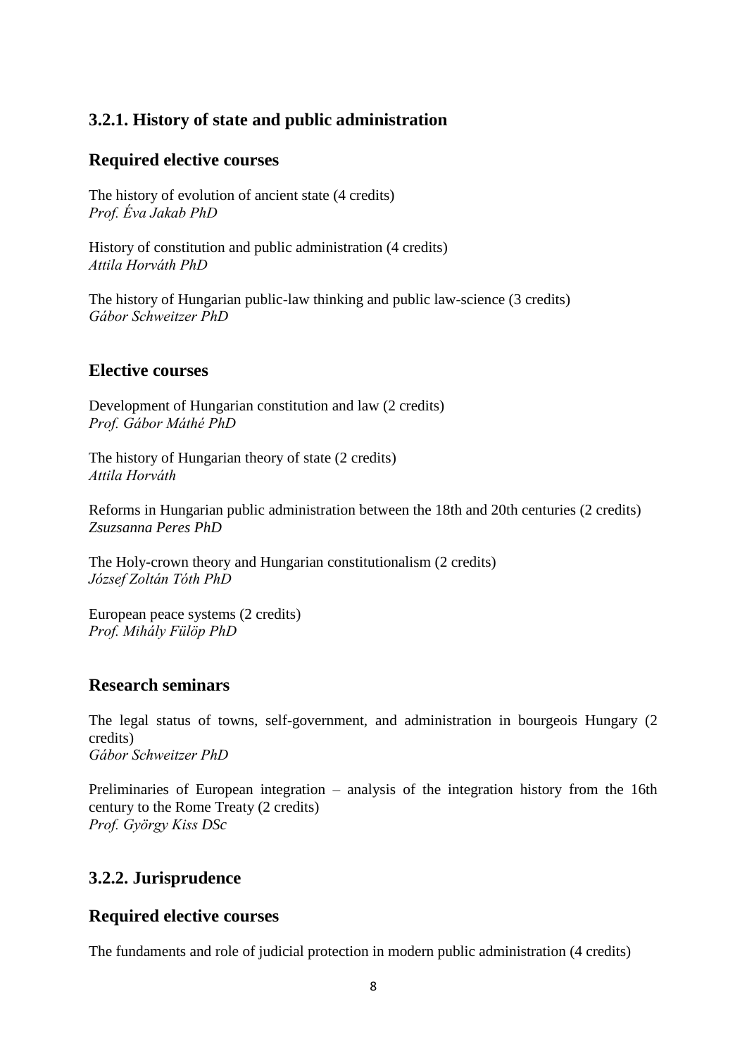### 3.2.1. History of state and public administration

## Required elective courses

The history of evolution of ancient state (4 credits)
*Prof. Éva Jakab PhD*

History of constitution and public administration (4 credits)
*Attila Horváth PhD*

The history of Hungarian public-law thinking and public law-science (3 credits)
*Gábor Schweitzer PhD*

## Elective courses

Development of Hungarian constitution and law (2 credits)
*Prof. Gábor Máthé PhD*

The history of Hungarian theory of state (2 credits)
*Attila Horváth*

Reforms in Hungarian public administration between the 18th and 20th centuries (2 credits)
*Zsuzsanna Peres PhD*

The Holy-crown theory and Hungarian constitutionalism (2 credits)
*József Zoltán Tóth PhD*

European peace systems (2 credits)
*Prof. Mihály Fülöp PhD*

## Research seminars

The legal status of towns, self-government, and administration in bourgeois Hungary (2 credits)
*Gábor Schweitzer PhD*

Preliminaries of European integration – analysis of the integration history from the 16th century to the Rome Treaty (2 credits)
*Prof. György Kiss DSc*

### 3.2.2. Jurisprudence

## Required elective courses

The fundaments and role of judicial protection in modern public administration (4 credits)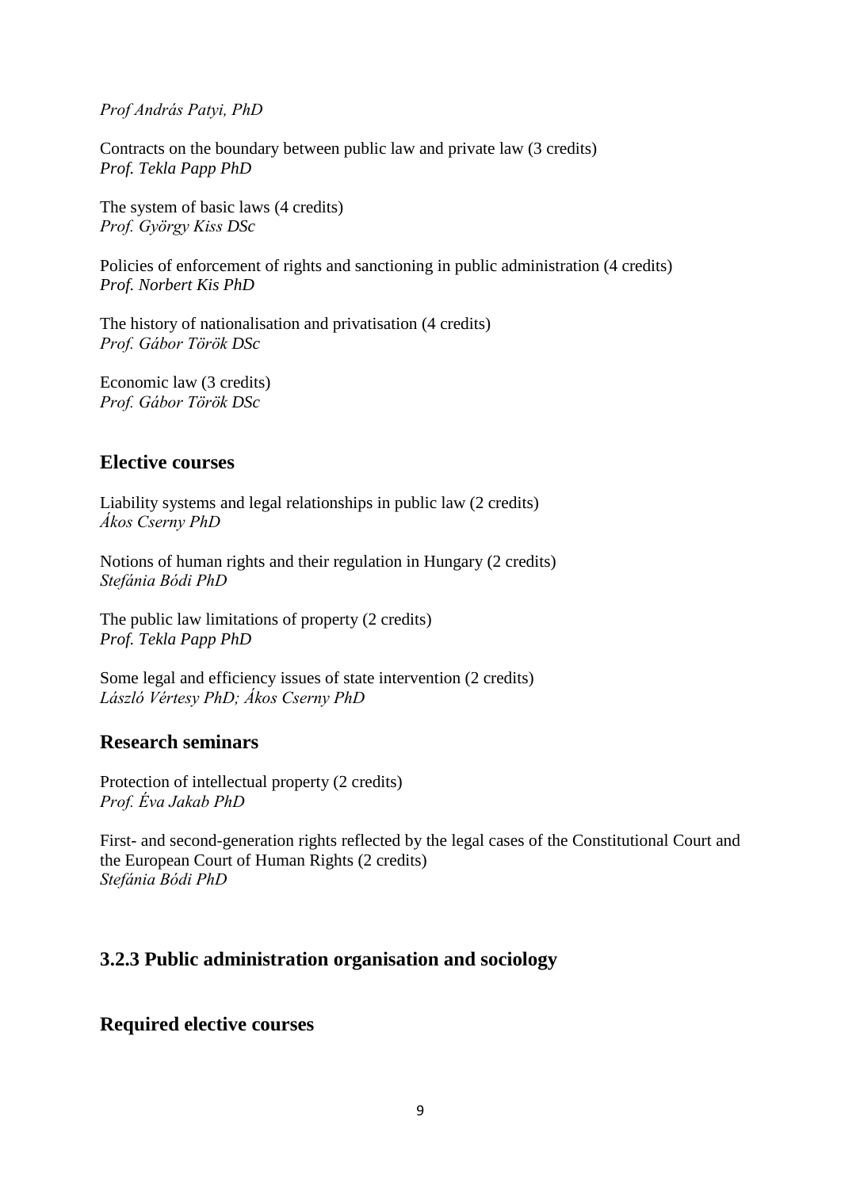*Prof András Patyi, PhD*

Contracts on the boundary between public law and private law (3 credits)
*Prof. Tekla Papp PhD*

The system of basic laws (4 credits)
*Prof. György Kiss DSc*

Policies of enforcement of rights and sanctioning in public administration (4 credits)
*Prof. Norbert Kis PhD*

The history of nationalisation and privatisation (4 credits)
*Prof. Gábor Török DSc*

Economic law (3 credits)
*Prof. Gábor Török DSc*

## Elective courses

Liability systems and legal relationships in public law (2 credits)
*Ákos Cserny PhD*

Notions of human rights and their regulation in Hungary (2 credits)
*Stefánia Bódi PhD*

The public law limitations of property (2 credits)
*Prof. Tekla Papp PhD*

Some legal and efficiency issues of state intervention (2 credits)
*László Vértesy PhD; Ákos Cserny PhD*

## Research seminars

Protection of intellectual property (2 credits)
*Prof. Éva Jakab PhD*

First- and second-generation rights reflected by the legal cases of the Constitutional Court and the European Court of Human Rights (2 credits)
*Stefánia Bódi PhD*

### 3.2.3 Public administration organisation and sociology

## Required elective courses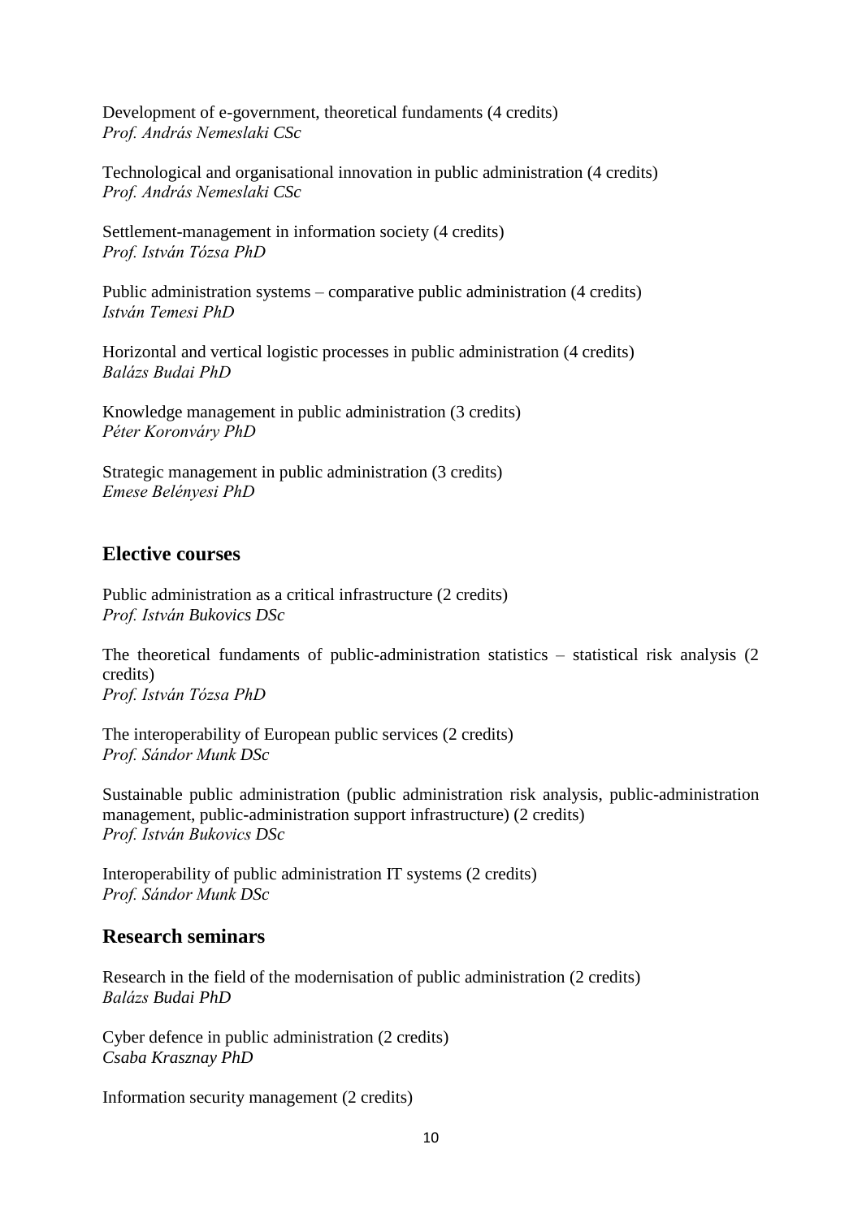Development of e-government, theoretical fundaments (4 credits)
*Prof. András Nemeslaki CSc*

Technological and organisational innovation in public administration (4 credits)
*Prof. András Nemeslaki CSc*

Settlement-management in information society (4 credits)
*Prof. István Tózsa PhD*

Public administration systems – comparative public administration (4 credits)
*István Temesi PhD*

Horizontal and vertical logistic processes in public administration (4 credits)
*Balázs Budai PhD*

Knowledge management in public administration (3 credits)
*Péter Koronváry PhD*

Strategic management in public administration (3 credits)
*Emese Belényesi PhD*

## Elective courses

Public administration as a critical infrastructure (2 credits)
*Prof. István Bukovics DSc*

The theoretical fundaments of public-administration statistics – statistical risk analysis (2 credits)
*Prof. István Tózsa PhD*

The interoperability of European public services (2 credits)
*Prof. Sándor Munk DSc*

Sustainable public administration (public administration risk analysis, public-administration management, public-administration support infrastructure) (2 credits)
*Prof. István Bukovics DSc*

Interoperability of public administration IT systems (2 credits)
*Prof. Sándor Munk DSc*

## Research seminars

Research in the field of the modernisation of public administration (2 credits)
*Balázs Budai PhD*

Cyber defence in public administration (2 credits)
*Csaba Krasznay PhD*

Information security management (2 credits)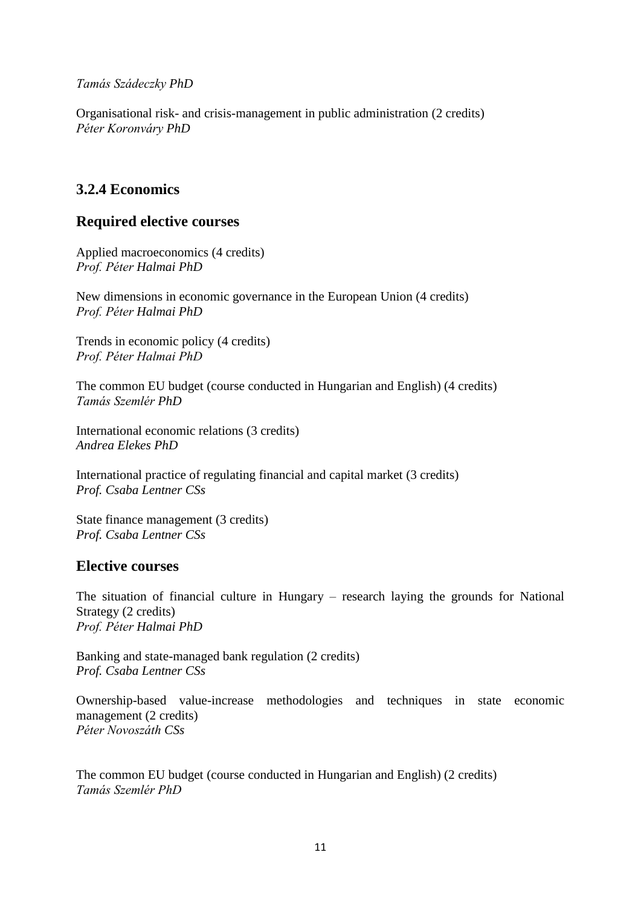*Tamás Szádeczky PhD*

Organisational risk- and crisis-management in public administration (2 credits)
*Péter Koronváry PhD*

### 3.2.4 Economics

### Required elective courses

Applied macroeconomics (4 credits)
*Prof. Péter Halmai PhD*

New dimensions in economic governance in the European Union (4 credits)
*Prof. Péter Halmai PhD*

Trends in economic policy (4 credits)
*Prof. Péter Halmai PhD*

The common EU budget (course conducted in Hungarian and English) (4 credits)
*Tamás Szemlér PhD*

International economic relations (3 credits)
*Andrea Elekes PhD*

International practice of regulating financial and capital market (3 credits)
*Prof. Csaba Lentner CSs*

State finance management (3 credits)
*Prof. Csaba Lentner CSs*

### Elective courses

The situation of financial culture in Hungary – research laying the grounds for National Strategy (2 credits)
*Prof. Péter Halmai PhD*

Banking and state-managed bank regulation (2 credits)
*Prof. Csaba Lentner CSs*

Ownership-based value-increase methodologies and techniques in state economic management (2 credits)
*Péter Novoszáth CSs*

The common EU budget (course conducted in Hungarian and English) (2 credits)
*Tamás Szemlér PhD*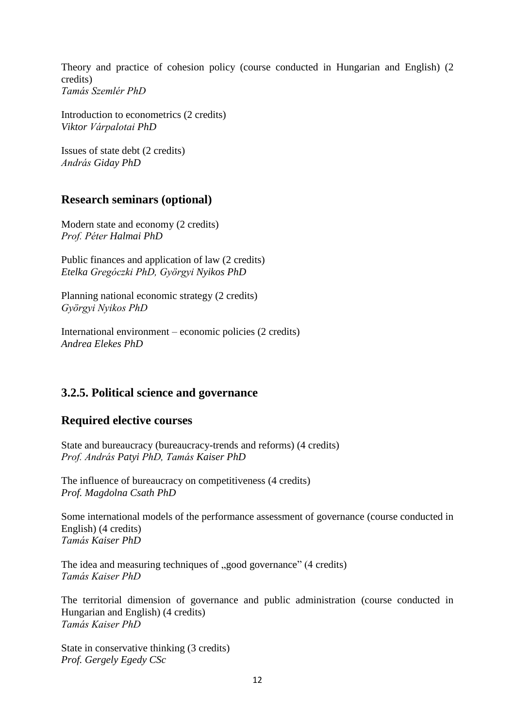Theory and practice of cohesion policy (course conducted in Hungarian and English) (2 credits)
*Tamás Szemlér PhD*

Introduction to econometrics (2 credits)
*Viktor Várpalotai PhD*

Issues of state debt (2 credits)
*András Giday PhD*

## Research seminars (optional)

Modern state and economy (2 credits)
*Prof. Péter Halmai PhD*

Public finances and application of law (2 credits)
*Etelka Gregóczki PhD, Györgyi Nyikos PhD*

Planning national economic strategy (2 credits)
*Györgyi Nyikos PhD*

International environment – economic policies (2 credits)
*Andrea Elekes PhD*

## 3.2.5. Political science and governance

## Required elective courses

State and bureaucracy (bureaucracy-trends and reforms) (4 credits)
*Prof. András Patyi PhD, Tamás Kaiser PhD*

The influence of bureaucracy on competitiveness (4 credits)
*Prof. Magdolna Csath PhD*

Some international models of the performance assessment of governance (course conducted in English) (4 credits)
*Tamás Kaiser PhD*

The idea and measuring techniques of „good governance" (4 credits)
*Tamás Kaiser PhD*

The territorial dimension of governance and public administration (course conducted in Hungarian and English) (4 credits)
*Tamás Kaiser PhD*

State in conservative thinking (3 credits)
*Prof. Gergely Egedy CSc*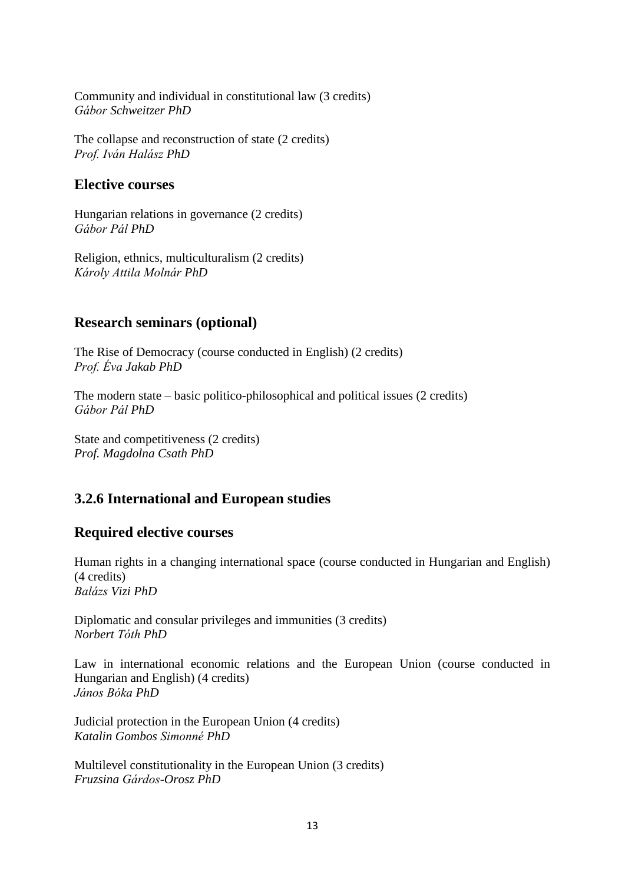Community and individual in constitutional law (3 credits)
*Gábor Schweitzer PhD*

The collapse and reconstruction of state (2 credits)
*Prof. Iván Halász PhD*

## Elective courses

Hungarian relations in governance (2 credits)
*Gábor Pál PhD*

Religion, ethnics, multiculturalism (2 credits)
*Károly Attila Molnár PhD*

## Research seminars (optional)

The Rise of Democracy (course conducted in English) (2 credits)
*Prof. Éva Jakab PhD*

The modern state – basic politico-philosophical and political issues (2 credits)
*Gábor Pál PhD*

State and competitiveness (2 credits)
*Prof. Magdolna Csath PhD*

## 3.2.6 International and European studies

## Required elective courses

Human rights in a changing international space (course conducted in Hungarian and English) (4 credits)
*Balázs Vizi PhD*

Diplomatic and consular privileges and immunities (3 credits)
*Norbert Tóth PhD*

Law in international economic relations and the European Union (course conducted in Hungarian and English) (4 credits)
*János Bóka PhD*

Judicial protection in the European Union (4 credits)
*Katalin Gombos Simonné PhD*

Multilevel constitutionality in the European Union (3 credits)
*Fruzsina Gárdos-Orosz PhD*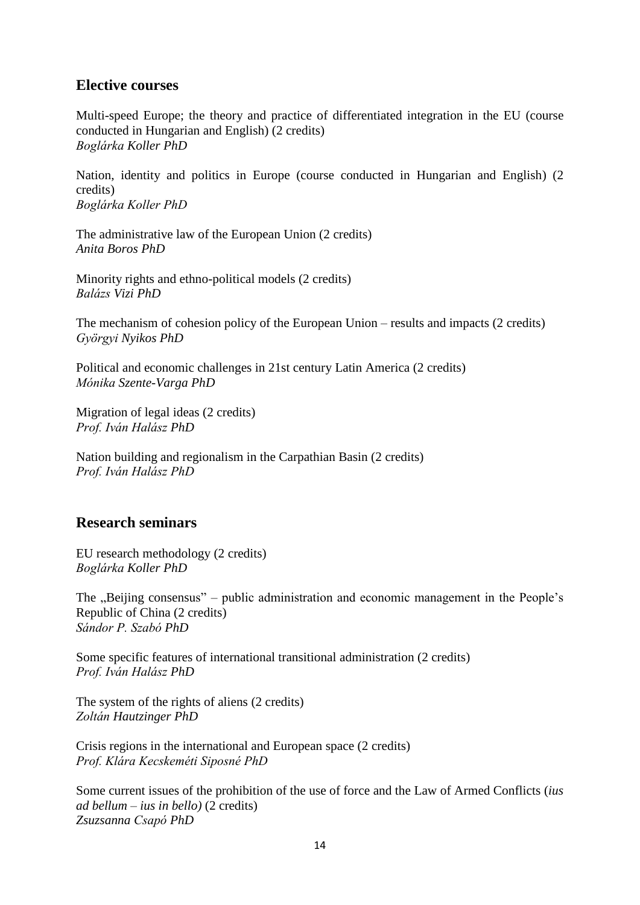## Elective courses

Multi-speed Europe; the theory and practice of differentiated integration in the EU (course conducted in Hungarian and English) (2 credits)
*Boglárka Koller PhD*

Nation, identity and politics in Europe (course conducted in Hungarian and English) (2 credits)
*Boglárka Koller PhD*

The administrative law of the European Union (2 credits)
*Anita Boros PhD*

Minority rights and ethno-political models (2 credits)
*Balázs Vizi PhD*

The mechanism of cohesion policy of the European Union – results and impacts (2 credits)
*Györgyi Nyikos PhD*

Political and economic challenges in 21st century Latin America (2 credits)
*Mónika Szente-Varga PhD*

Migration of legal ideas (2 credits)
*Prof. Iván Halász PhD*

Nation building and regionalism in the Carpathian Basin (2 credits)
*Prof. Iván Halász PhD*

## Research seminars

EU research methodology (2 credits)
*Boglárka Koller PhD*

The „Beijing consensus" – public administration and economic management in the People's Republic of China (2 credits)
*Sándor P. Szabó PhD*

Some specific features of international transitional administration (2 credits)
*Prof. Iván Halász PhD*

The system of the rights of aliens (2 credits)
*Zoltán Hautzinger PhD*

Crisis regions in the international and European space (2 credits)
*Prof. Klára Kecskeméti Siposné PhD*

Some current issues of the prohibition of the use of force and the Law of Armed Conflicts (*ius ad bellum – ius in bello)* (2 credits)
*Zsuzsanna Csapó PhD*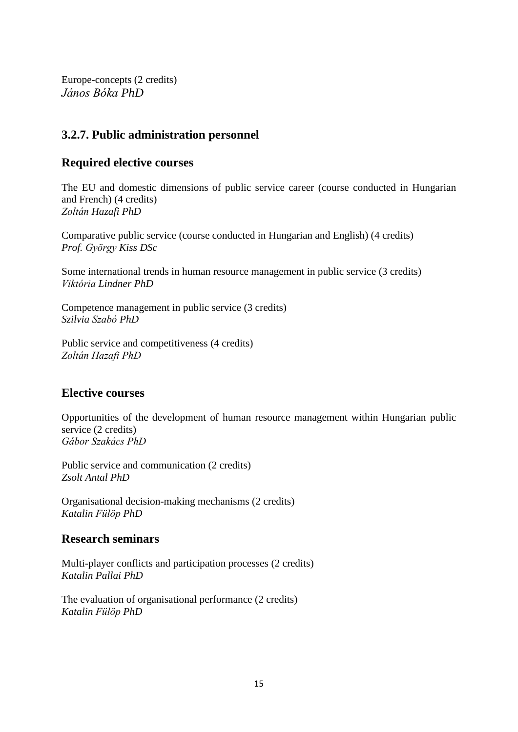Europe-concepts (2 credits)
*János Bóka PhD*

### 3.2.7. Public administration personnel

## Required elective courses

The EU and domestic dimensions of public service career (course conducted in Hungarian and French) (4 credits)
*Zoltán Hazafi PhD*

Comparative public service (course conducted in Hungarian and English) (4 credits)
*Prof. György Kiss DSc*

Some international trends in human resource management in public service (3 credits)
*Viktória Lindner PhD*

Competence management in public service (3 credits)
*Szilvia Szabó PhD*

Public service and competitiveness (4 credits)
*Zoltán Hazafi PhD*

## Elective courses

Opportunities of the development of human resource management within Hungarian public service (2 credits)
*Gábor Szakács PhD*

Public service and communication (2 credits)
*Zsolt Antal PhD*

Organisational decision-making mechanisms (2 credits)
*Katalin Fülöp PhD*

## Research seminars

Multi-player conflicts and participation processes (2 credits)
*Katalin Pallai PhD*

The evaluation of organisational performance (2 credits)
*Katalin Fülöp PhD*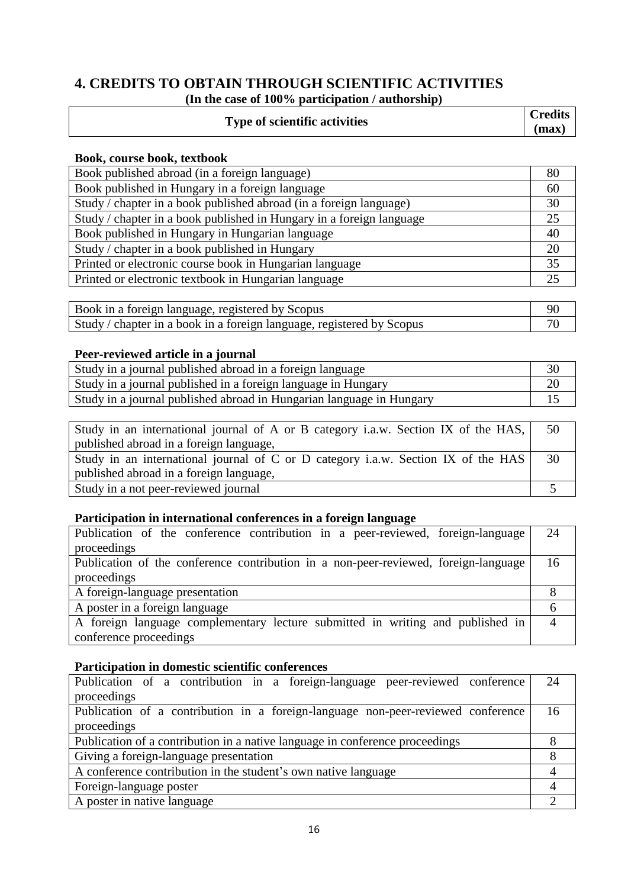## 4. CREDITS TO OBTAIN THROUGH SCIENTIFIC ACTIVITIES

**(In the case of 100% participation / authorship)**

| Type of scientific activities | Credits (max) |
|---|---|

**Book, course book, textbook**

| | |
|---|---|
| Book published abroad (in a foreign language) | 80 |
| Book published in Hungary in a foreign language | 60 |
| Study / chapter in a book published abroad (in a foreign language) | 30 |
| Study / chapter in a book published in Hungary in a foreign language | 25 |
| Book published in Hungary in Hungarian language | 40 |
| Study / chapter in a book published in Hungary | 20 |
| Printed or electronic course book in Hungarian language | 35 |
| Printed or electronic textbook in Hungarian language | 25 |

| | |
|---|---|
| Book in a foreign language, registered by Scopus | 90 |
| Study / chapter in a book in a foreign language, registered by Scopus | 70 |

**Peer-reviewed article in a journal**

| | |
|---|---|
| Study in a journal published abroad in a foreign language | 30 |
| Study in a journal published in a foreign language in Hungary | 20 |
| Study in a journal published abroad in Hungarian language in Hungary | 15 |

| | |
|---|---|
| Study in an international journal of A or B category i.a.w. Section IX of the HAS, published abroad in a foreign language, | 50 |
| Study in an international journal of C or D category i.a.w. Section IX of the HAS published abroad in a foreign language, | 30 |
| Study in a not peer-reviewed journal | 5 |

**Participation in international conferences in a foreign language**

| | |
|---|---|
| Publication of the conference contribution in a peer-reviewed, foreign-language proceedings | 24 |
| Publication of the conference contribution in a non-peer-reviewed, foreign-language proceedings | 16 |
| A foreign-language presentation | 8 |
| A poster in a foreign language | 6 |
| A foreign language complementary lecture submitted in writing and published in conference proceedings | 4 |

**Participation in domestic scientific conferences**

| | |
|---|---|
| Publication of a contribution in a foreign-language peer-reviewed conference proceedings | 24 |
| Publication of a contribution in a foreign-language non-peer-reviewed conference proceedings | 16 |
| Publication of a contribution in a native language in conference proceedings | 8 |
| Giving a foreign-language presentation | 8 |
| A conference contribution in the student's own native language | 4 |
| Foreign-language poster | 4 |
| A poster in native language | 2 |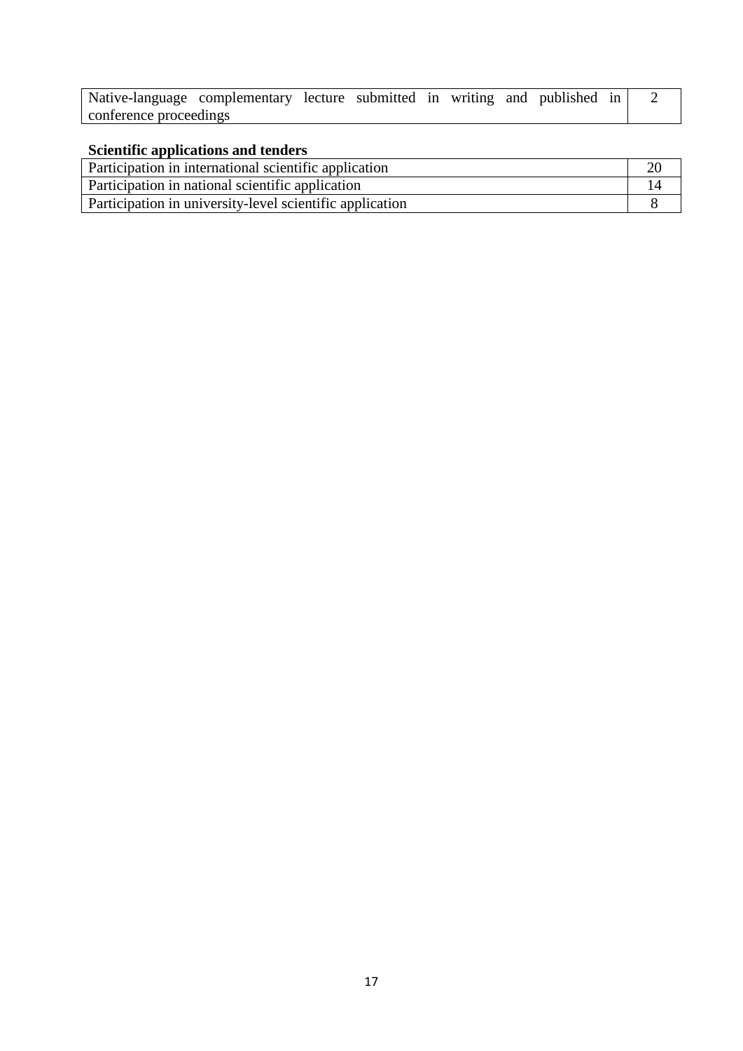| | |
|---|---|
| Native-language complementary lecture submitted in writing and published in conference proceedings | 2 |

**Scientific applications and tenders**

| | |
|---|---|
| Participation in international scientific application | 20 |
| Participation in national scientific application | 14 |
| Participation in university-level scientific application | 8 |